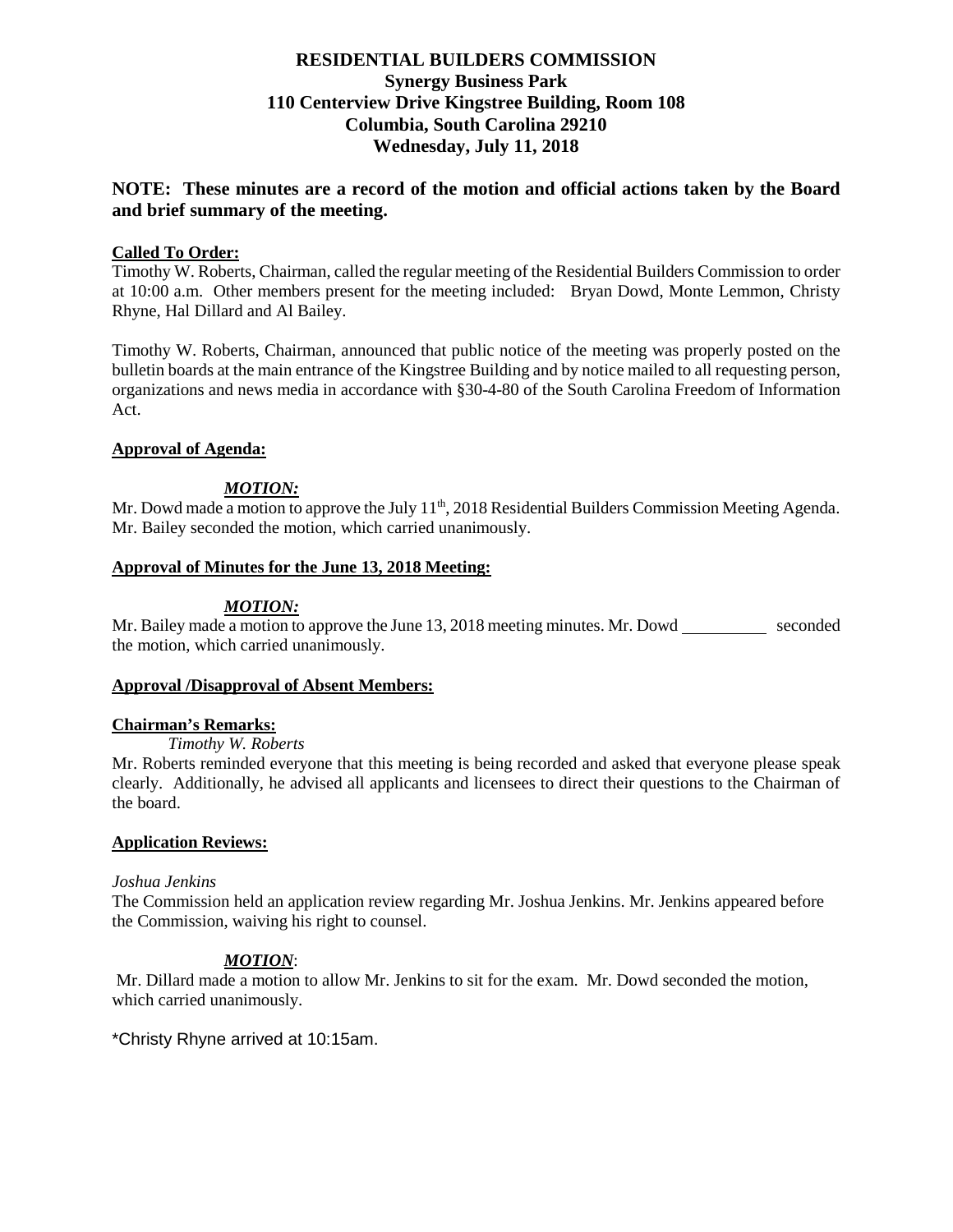# RESIDENTIAL BUILDERS COMMISSION
## Synergy Business Park
## 110 Centerview Drive Kingstree Building, Room 108
## Columbia, South Carolina 29210
## Wednesday, July 11, 2018

**NOTE: These minutes are a record of the motion and official actions taken by the Board and brief summary of the meeting.**

**Called To Order:**

Timothy W. Roberts, Chairman, called the regular meeting of the Residential Builders Commission to order at 10:00 a.m. Other members present for the meeting included: Bryan Dowd, Monte Lemmon, Christy Rhyne, Hal Dillard and Al Bailey.

Timothy W. Roberts, Chairman, announced that public notice of the meeting was properly posted on the bulletin boards at the main entrance of the Kingstree Building and by notice mailed to all requesting person, organizations and news media in accordance with §30-4-80 of the South Carolina Freedom of Information Act.

**Approval of Agenda:**

***MOTION:***

Mr. Dowd made a motion to approve the July 11th, 2018 Residential Builders Commission Meeting Agenda. Mr. Bailey seconded the motion, which carried unanimously.

**Approval of Minutes for the June 13, 2018 Meeting:**

***MOTION:***

Mr. Bailey made a motion to approve the June 13, 2018 meeting minutes. Mr. Dowd __________ seconded the motion, which carried unanimously.

**Approval /Disapproval of Absent Members:**

**Chairman's Remarks:**

*Timothy W. Roberts*

Mr. Roberts reminded everyone that this meeting is being recorded and asked that everyone please speak clearly. Additionally, he advised all applicants and licensees to direct their questions to the Chairman of the board.

**Application Reviews:**

*Joshua Jenkins*

The Commission held an application review regarding Mr. Joshua Jenkins. Mr. Jenkins appeared before the Commission, waiving his right to counsel.

***MOTION:***

Mr. Dillard made a motion to allow Mr. Jenkins to sit for the exam. Mr. Dowd seconded the motion, which carried unanimously.

*Christy Rhyne arrived at 10:15am.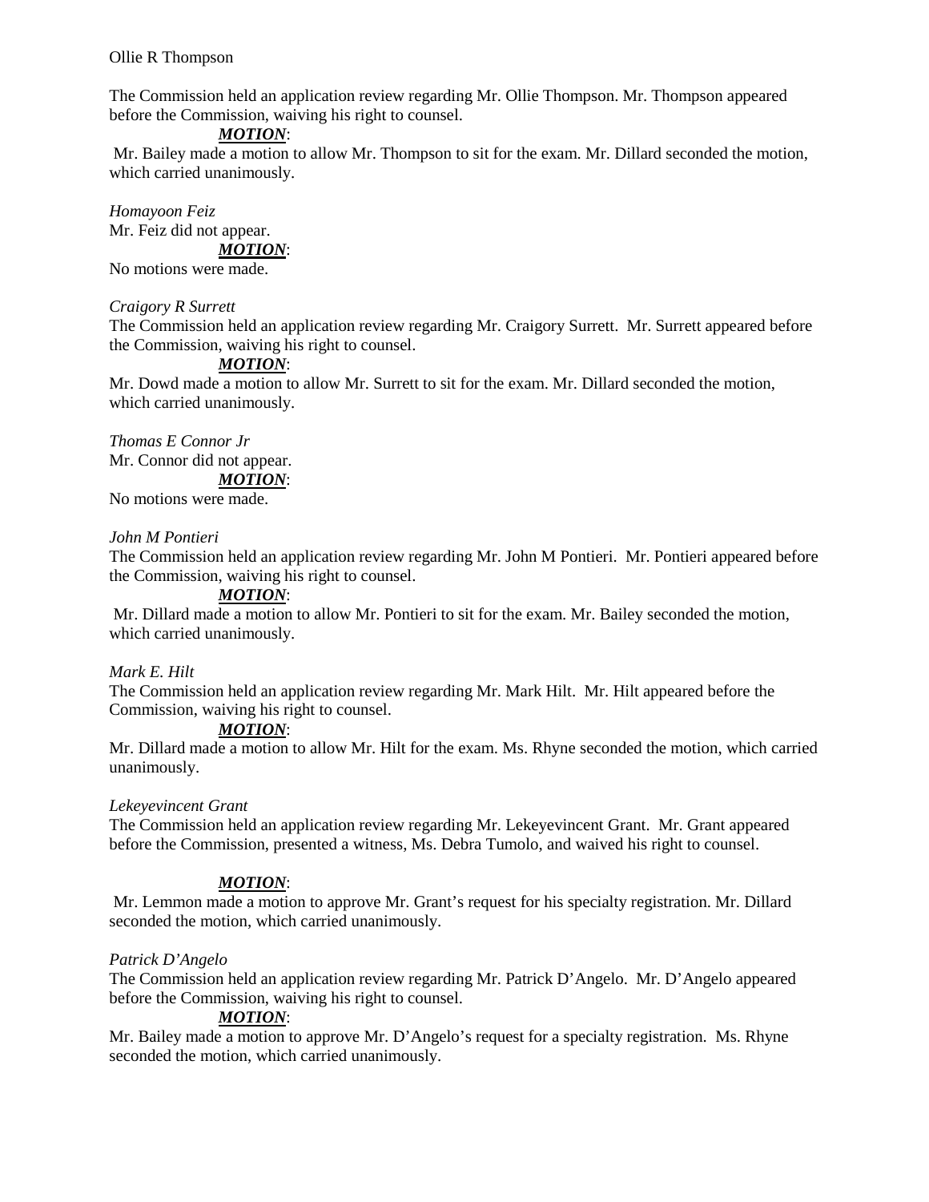Ollie R Thompson

The Commission held an application review regarding Mr. Ollie Thompson. Mr. Thompson appeared before the Commission, waiving his right to counsel.

***MOTION***:

Mr. Bailey made a motion to allow Mr. Thompson to sit for the exam. Mr. Dillard seconded the motion, which carried unanimously.

*Homayoon Feiz*

Mr. Feiz did not appear.

***MOTION***:

No motions were made.

*Craigory R Surrett*

The Commission held an application review regarding Mr. Craigory Surrett. Mr. Surrett appeared before the Commission, waiving his right to counsel.

***MOTION***:

Mr. Dowd made a motion to allow Mr. Surrett to sit for the exam. Mr. Dillard seconded the motion, which carried unanimously.

*Thomas E Connor Jr*

Mr. Connor did not appear.

***MOTION***:

No motions were made.

*John M Pontieri*

The Commission held an application review regarding Mr. John M Pontieri. Mr. Pontieri appeared before the Commission, waiving his right to counsel.

***MOTION***:

Mr. Dillard made a motion to allow Mr. Pontieri to sit for the exam. Mr. Bailey seconded the motion, which carried unanimously.

*Mark E. Hilt*

The Commission held an application review regarding Mr. Mark Hilt. Mr. Hilt appeared before the Commission, waiving his right to counsel.

***MOTION***:

Mr. Dillard made a motion to allow Mr. Hilt for the exam. Ms. Rhyne seconded the motion, which carried unanimously.

*Lekeyevincent Grant*

The Commission held an application review regarding Mr. Lekeyevincent Grant. Mr. Grant appeared before the Commission, presented a witness, Ms. Debra Tumolo, and waived his right to counsel.

***MOTION***:

Mr. Lemmon made a motion to approve Mr. Grant's request for his specialty registration. Mr. Dillard seconded the motion, which carried unanimously.

*Patrick D'Angelo*

The Commission held an application review regarding Mr. Patrick D'Angelo. Mr. D'Angelo appeared before the Commission, waiving his right to counsel.

***MOTION***:

Mr. Bailey made a motion to approve Mr. D'Angelo's request for a specialty registration. Ms. Rhyne seconded the motion, which carried unanimously.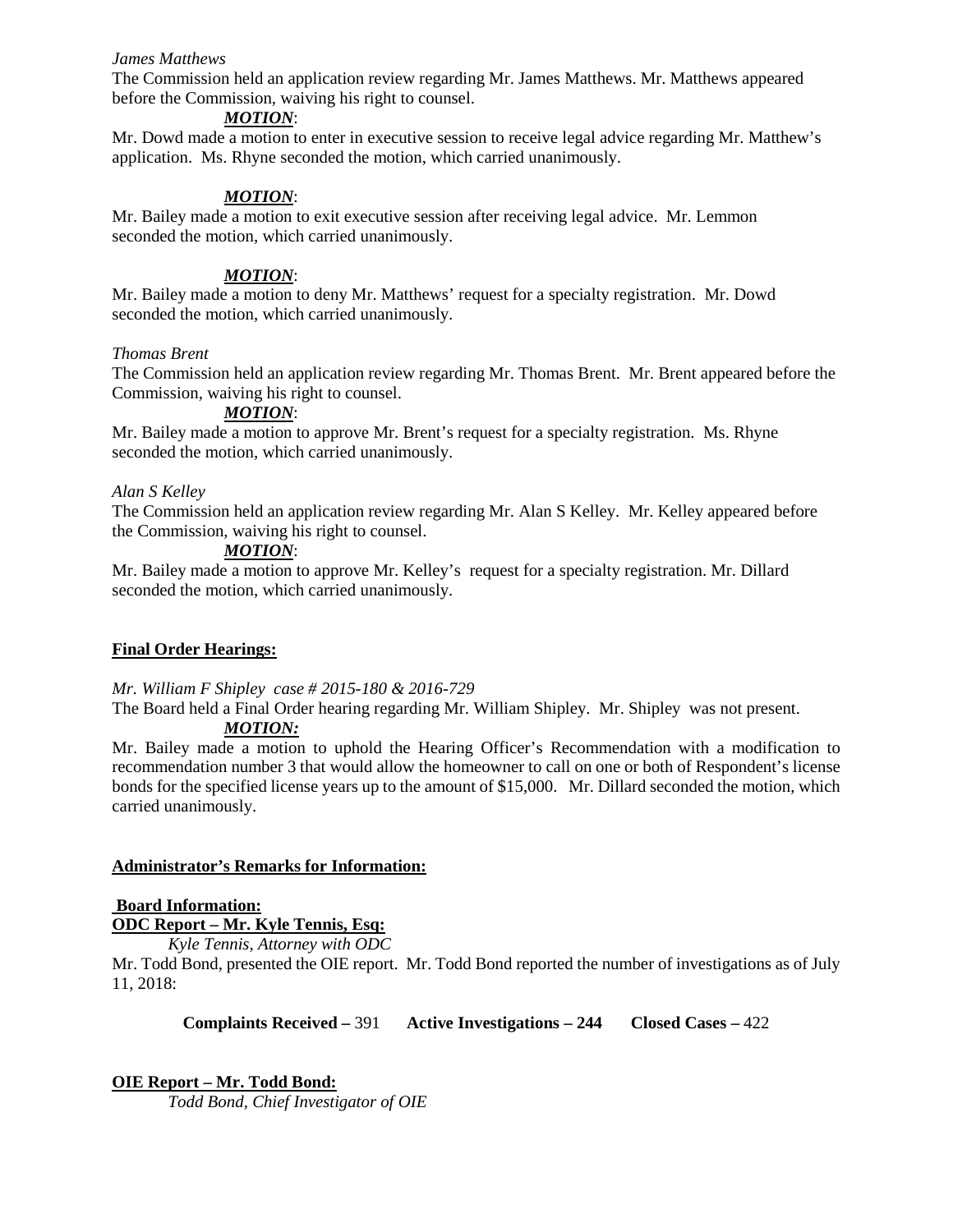*James Matthews*

The Commission held an application review regarding Mr. James Matthews. Mr. Matthews appeared before the Commission, waiving his right to counsel.

***MOTION***:

Mr. Dowd made a motion to enter in executive session to receive legal advice regarding Mr. Matthew's application. Ms. Rhyne seconded the motion, which carried unanimously.

***MOTION***:

Mr. Bailey made a motion to exit executive session after receiving legal advice. Mr. Lemmon seconded the motion, which carried unanimously.

***MOTION***:

Mr. Bailey made a motion to deny Mr. Matthews' request for a specialty registration. Mr. Dowd seconded the motion, which carried unanimously.

*Thomas Brent*

The Commission held an application review regarding Mr. Thomas Brent. Mr. Brent appeared before the Commission, waiving his right to counsel.

***MOTION***:

Mr. Bailey made a motion to approve Mr. Brent's request for a specialty registration. Ms. Rhyne seconded the motion, which carried unanimously.

*Alan S Kelley*

The Commission held an application review regarding Mr. Alan S Kelley. Mr. Kelley appeared before the Commission, waiving his right to counsel.

***MOTION***:

Mr. Bailey made a motion to approve Mr. Kelley's request for a specialty registration. Mr. Dillard seconded the motion, which carried unanimously.

**Final Order Hearings:**

*Mr. William F Shipley case # 2015-180 & 2016-729*

The Board held a Final Order hearing regarding Mr. William Shipley. Mr. Shipley was not present.

***MOTION:***

Mr. Bailey made a motion to uphold the Hearing Officer's Recommendation with a modification to recommendation number 3 that would allow the homeowner to call on one or both of Respondent's license bonds for the specified license years up to the amount of $15,000. Mr. Dillard seconded the motion, which carried unanimously.

**Administrator's Remarks for Information:**

**Board Information:**

**ODC Report – Mr. Kyle Tennis, Esq:**

*Kyle Tennis, Attorney with ODC*

Mr. Todd Bond, presented the OIE report. Mr. Todd Bond reported the number of investigations as of July 11, 2018:

**Complaints Received –** 391 **Active Investigations – 244** **Closed Cases –** 422

**OIE Report – Mr. Todd Bond:**

*Todd Bond, Chief Investigator of OIE*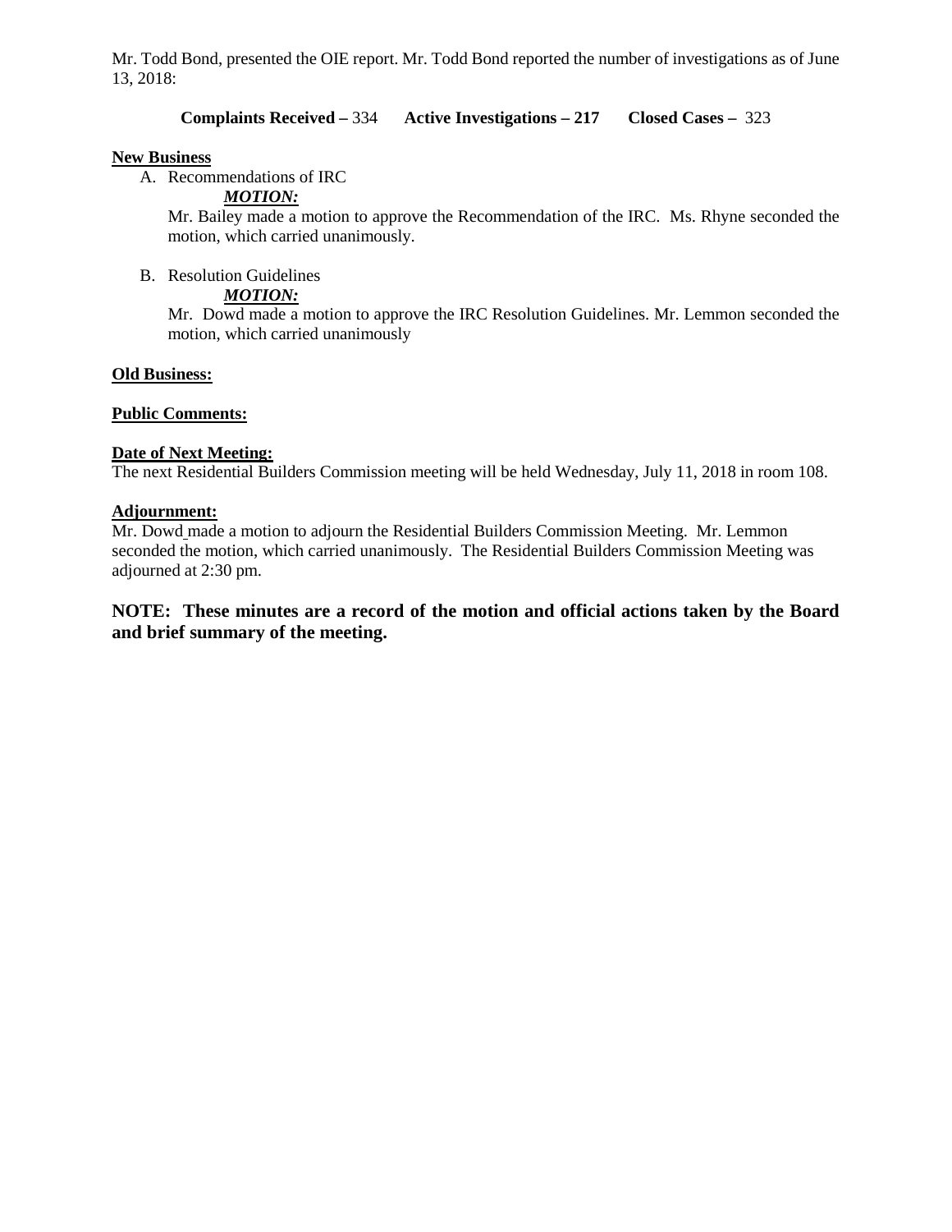Mr. Todd Bond, presented the OIE report. Mr. Todd Bond reported the number of investigations as of June 13, 2018:

**Complaints Received –** 334 **Active Investigations – 217** **Closed Cases –** 323

**New Business**

A. Recommendations of IRC

***MOTION:***

Mr. Bailey made a motion to approve the Recommendation of the IRC. Ms. Rhyne seconded the motion, which carried unanimously.

B. Resolution Guidelines

***MOTION:***

Mr. Dowd made a motion to approve the IRC Resolution Guidelines. Mr. Lemmon seconded the motion, which carried unanimously

**Old Business:**

**Public Comments:**

**Date of Next Meeting:**

The next Residential Builders Commission meeting will be held Wednesday, July 11, 2018 in room 108.

**Adjournment:**

Mr. Dowd made a motion to adjourn the Residential Builders Commission Meeting. Mr. Lemmon seconded the motion, which carried unanimously. The Residential Builders Commission Meeting was adjourned at 2:30 pm.

**NOTE: These minutes are a record of the motion and official actions taken by the Board and brief summary of the meeting.**